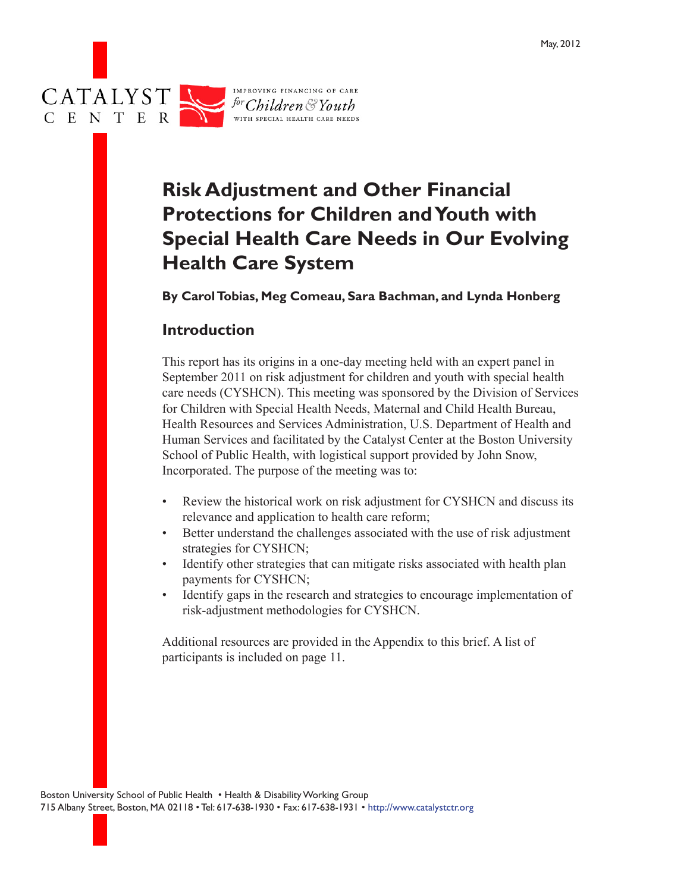May, 2012

CATALYST CENTER

IMPROVING FINANCING OF CARE *for Children & Youth* WITH SPECIAL HEALTH CARE NEEDS

# Risk Adjustment and Other Financial Protections for Children and Youth with Special Health Care Needs in Our Evolving Health Care System

**By Carol Tobias, Meg Comeau, Sara Bachman, and Lynda Honberg**

## Introduction

This report has its origins in a one-day meeting held with an expert panel in September 2011 on risk adjustment for children and youth with special health care needs (CYSHCN). This meeting was sponsored by the Division of Services for Children with Special Health Needs, Maternal and Child Health Bureau, Health Resources and Services Administration, U.S. Department of Health and Human Services and facilitated by the Catalyst Center at the Boston University School of Public Health, with logistical support provided by John Snow, Incorporated. The purpose of the meeting was to:

- Review the historical work on risk adjustment for CYSHCN and discuss its relevance and application to health care reform;
- Better understand the challenges associated with the use of risk adjustment strategies for CYSHCN;
- Identify other strategies that can mitigate risks associated with health plan payments for CYSHCN;
- Identify gaps in the research and strategies to encourage implementation of risk-adjustment methodologies for CYSHCN.

Additional resources are provided in the Appendix to this brief. A list of participants is included on page 11.

Boston University School of Public Health • Health & Disability Working Group
715 Albany Street, Boston, MA 02118 • Tel: 617-638-1930 • Fax: 617-638-1931 • http://www.catalystctr.org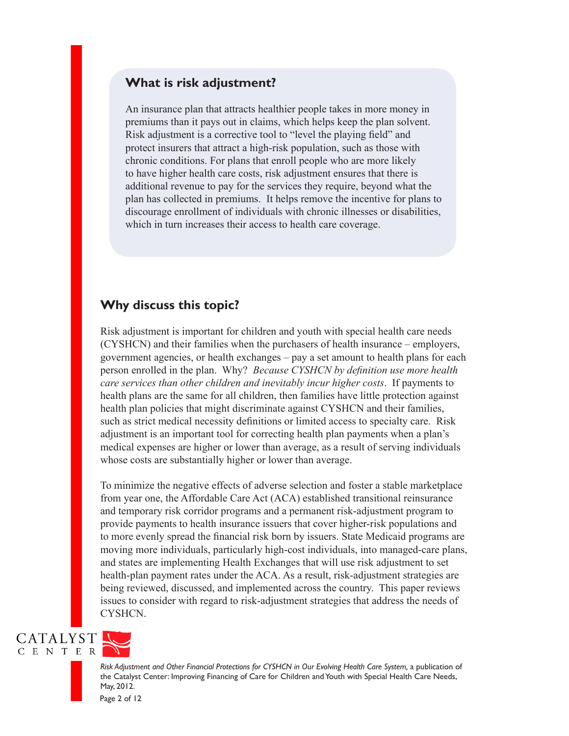## What is risk adjustment?

An insurance plan that attracts healthier people takes in more money in premiums than it pays out in claims, which helps keep the plan solvent. Risk adjustment is a corrective tool to "level the playing field" and protect insurers that attract a high-risk population, such as those with chronic conditions. For plans that enroll people who are more likely to have higher health care costs, risk adjustment ensures that there is additional revenue to pay for the services they require, beyond what the plan has collected in premiums. It helps remove the incentive for plans to discourage enrollment of individuals with chronic illnesses or disabilities, which in turn increases their access to health care coverage.

## Why discuss this topic?

Risk adjustment is important for children and youth with special health care needs (CYSHCN) and their families when the purchasers of health insurance – employers, government agencies, or health exchanges – pay a set amount to health plans for each person enrolled in the plan. Why? *Because CYSHCN by definition use more health care services than other children and inevitably incur higher costs*. If payments to health plans are the same for all children, then families have little protection against health plan policies that might discriminate against CYSHCN and their families, such as strict medical necessity definitions or limited access to specialty care. Risk adjustment is an important tool for correcting health plan payments when a plan's medical expenses are higher or lower than average, as a result of serving individuals whose costs are substantially higher or lower than average.

To minimize the negative effects of adverse selection and foster a stable marketplace from year one, the Affordable Care Act (ACA) established transitional reinsurance and temporary risk corridor programs and a permanent risk-adjustment program to provide payments to health insurance issuers that cover higher-risk populations and to more evenly spread the financial risk born by issuers. State Medicaid programs are moving more individuals, particularly high-cost individuals, into managed-care plans, and states are implementing Health Exchanges that will use risk adjustment to set health-plan payment rates under the ACA. As a result, risk-adjustment strategies are being reviewed, discussed, and implemented across the country. This paper reviews issues to consider with regard to risk-adjustment strategies that address the needs of CYSHCN.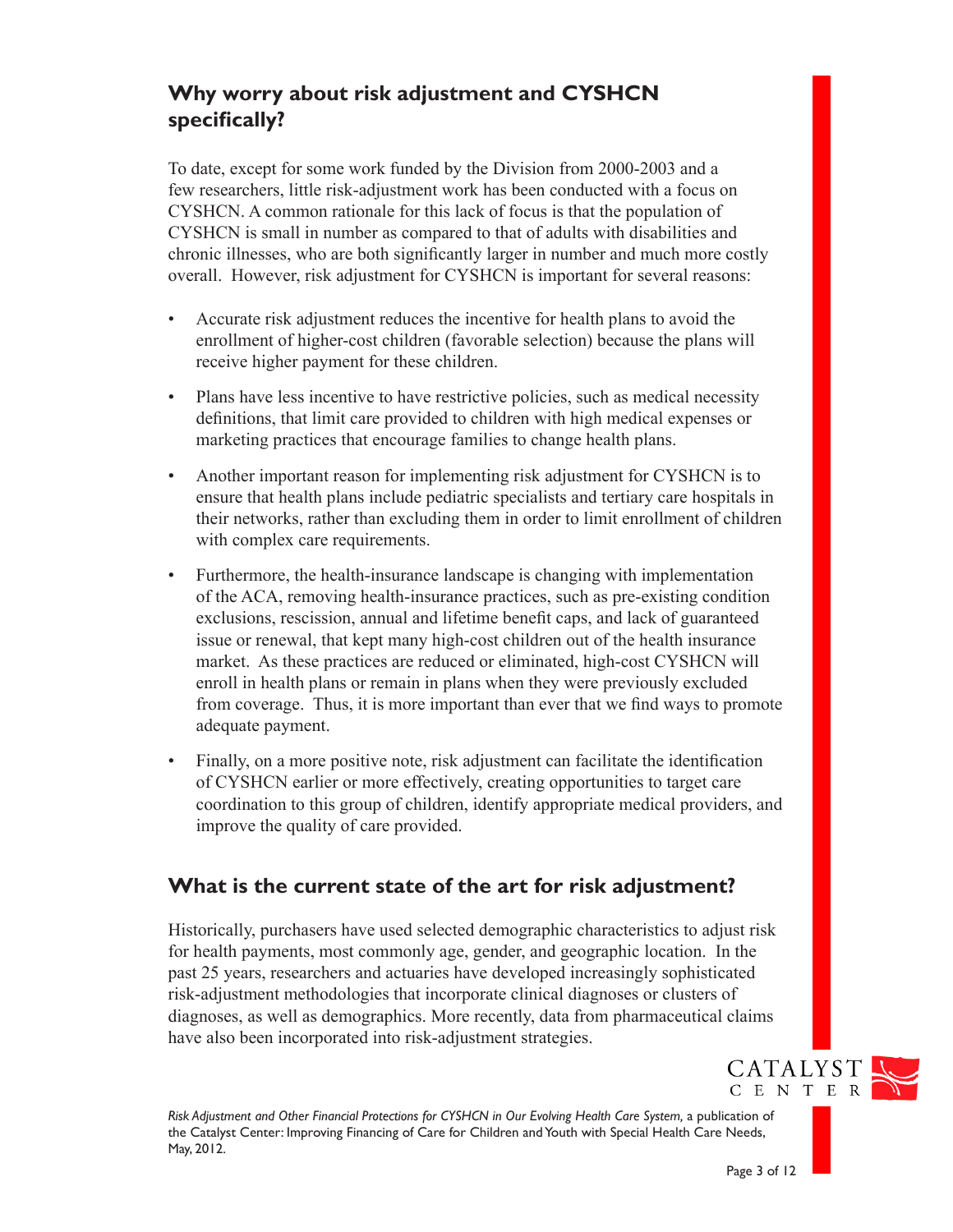## Why worry about risk adjustment and CYSHCN specifically?

To date, except for some work funded by the Division from 2000-2003 and a few researchers, little risk-adjustment work has been conducted with a focus on CYSHCN. A common rationale for this lack of focus is that the population of CYSHCN is small in number as compared to that of adults with disabilities and chronic illnesses, who are both significantly larger in number and much more costly overall. However, risk adjustment for CYSHCN is important for several reasons:

- Accurate risk adjustment reduces the incentive for health plans to avoid the enrollment of higher-cost children (favorable selection) because the plans will receive higher payment for these children.
- Plans have less incentive to have restrictive policies, such as medical necessity definitions, that limit care provided to children with high medical expenses or marketing practices that encourage families to change health plans.
- Another important reason for implementing risk adjustment for CYSHCN is to ensure that health plans include pediatric specialists and tertiary care hospitals in their networks, rather than excluding them in order to limit enrollment of children with complex care requirements.
- Furthermore, the health-insurance landscape is changing with implementation of the ACA, removing health-insurance practices, such as pre-existing condition exclusions, rescission, annual and lifetime benefit caps, and lack of guaranteed issue or renewal, that kept many high-cost children out of the health insurance market. As these practices are reduced or eliminated, high-cost CYSHCN will enroll in health plans or remain in plans when they were previously excluded from coverage. Thus, it is more important than ever that we find ways to promote adequate payment.
- Finally, on a more positive note, risk adjustment can facilitate the identification of CYSHCN earlier or more effectively, creating opportunities to target care coordination to this group of children, identify appropriate medical providers, and improve the quality of care provided.

## What is the current state of the art for risk adjustment?

Historically, purchasers have used selected demographic characteristics to adjust risk for health payments, most commonly age, gender, and geographic location. In the past 25 years, researchers and actuaries have developed increasingly sophisticated risk-adjustment methodologies that incorporate clinical diagnoses or clusters of diagnoses, as well as demographics. More recently, data from pharmaceutical claims have also been incorporated into risk-adjustment strategies.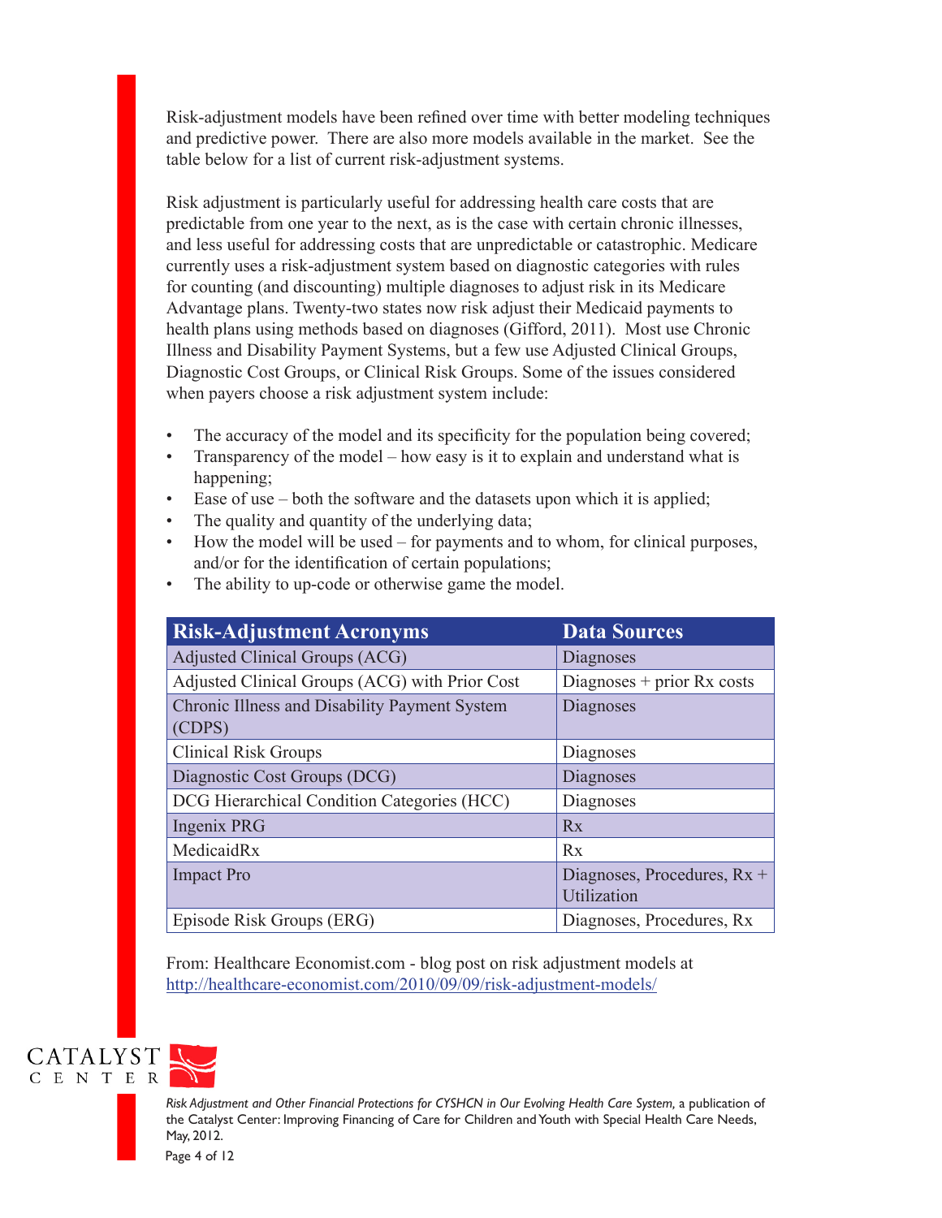Risk-adjustment models have been refined over time with better modeling techniques and predictive power. There are also more models available in the market. See the table below for a list of current risk-adjustment systems.

Risk adjustment is particularly useful for addressing health care costs that are predictable from one year to the next, as is the case with certain chronic illnesses, and less useful for addressing costs that are unpredictable or catastrophic. Medicare currently uses a risk-adjustment system based on diagnostic categories with rules for counting (and discounting) multiple diagnoses to adjust risk in its Medicare Advantage plans. Twenty-two states now risk adjust their Medicaid payments to health plans using methods based on diagnoses (Gifford, 2011). Most use Chronic Illness and Disability Payment Systems, but a few use Adjusted Clinical Groups, Diagnostic Cost Groups, or Clinical Risk Groups. Some of the issues considered when payers choose a risk adjustment system include:

- The accuracy of the model and its specificity for the population being covered;
- Transparency of the model – how easy is it to explain and understand what is happening;
- Ease of use – both the software and the datasets upon which it is applied;
- The quality and quantity of the underlying data;
- How the model will be used – for payments and to whom, for clinical purposes, and/or for the identification of certain populations;
- The ability to up-code or otherwise game the model.

| Risk-Adjustment Acronyms | Data Sources |
|---|---|
| Adjusted Clinical Groups (ACG) | Diagnoses |
| Adjusted Clinical Groups (ACG) with Prior Cost | Diagnoses + prior Rx costs |
| Chronic Illness and Disability Payment System (CDPS) | Diagnoses |
| Clinical Risk Groups | Diagnoses |
| Diagnostic Cost Groups (DCG) | Diagnoses |
| DCG Hierarchical Condition Categories (HCC) | Diagnoses |
| Ingenix PRG | Rx |
| MedicaidRx | Rx |
| Impact Pro | Diagnoses, Procedures, Rx + Utilization |
| Episode Risk Groups (ERG) | Diagnoses, Procedures, Rx |

From: Healthcare Economist.com - blog post on risk adjustment models at http://healthcare-economist.com/2010/09/09/risk-adjustment-models/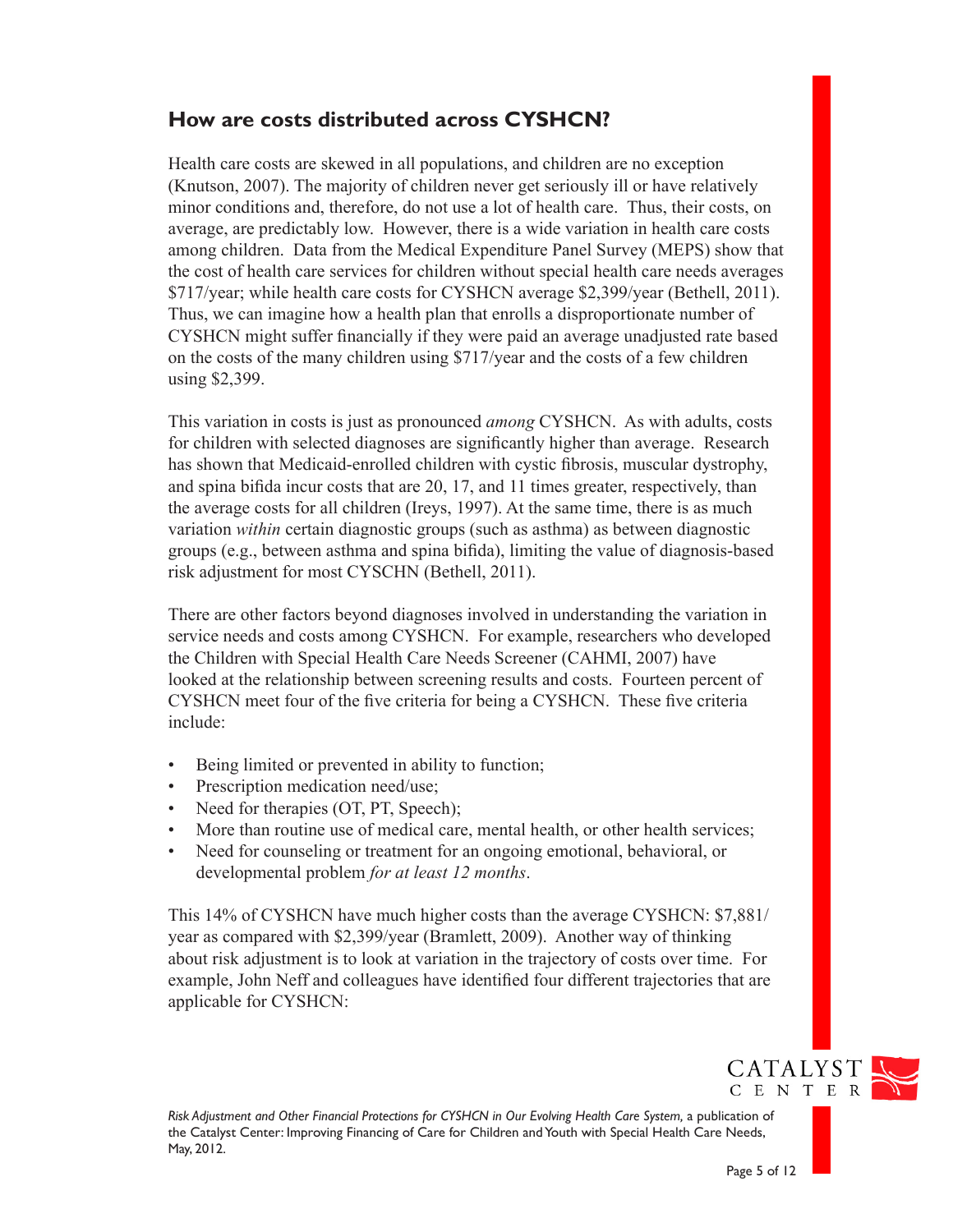## How are costs distributed across CYSHCN?

Health care costs are skewed in all populations, and children are no exception (Knutson, 2007). The majority of children never get seriously ill or have relatively minor conditions and, therefore, do not use a lot of health care. Thus, their costs, on average, are predictably low. However, there is a wide variation in health care costs among children. Data from the Medical Expenditure Panel Survey (MEPS) show that the cost of health care services for children without special health care needs averages $717/year; while health care costs for CYSHCN average $2,399/year (Bethell, 2011). Thus, we can imagine how a health plan that enrolls a disproportionate number of CYSHCN might suffer financially if they were paid an average unadjusted rate based on the costs of the many children using $717/year and the costs of a few children using $2,399.

This variation in costs is just as pronounced *among* CYSHCN. As with adults, costs for children with selected diagnoses are significantly higher than average. Research has shown that Medicaid-enrolled children with cystic fibrosis, muscular dystrophy, and spina bifida incur costs that are 20, 17, and 11 times greater, respectively, than the average costs for all children (Ireys, 1997). At the same time, there is as much variation *within* certain diagnostic groups (such as asthma) as between diagnostic groups (e.g., between asthma and spina bifida), limiting the value of diagnosis-based risk adjustment for most CYSCHN (Bethell, 2011).

There are other factors beyond diagnoses involved in understanding the variation in service needs and costs among CYSHCN. For example, researchers who developed the Children with Special Health Care Needs Screener (CAHMI, 2007) have looked at the relationship between screening results and costs. Fourteen percent of CYSHCN meet four of the five criteria for being a CYSHCN. These five criteria include:

- Being limited or prevented in ability to function;
- Prescription medication need/use;
- Need for therapies (OT, PT, Speech);
- More than routine use of medical care, mental health, or other health services;
- Need for counseling or treatment for an ongoing emotional, behavioral, or developmental problem *for at least 12 months*.

This 14% of CYSHCN have much higher costs than the average CYSHCN: $7,881/year as compared with $2,399/year (Bramlett, 2009). Another way of thinking about risk adjustment is to look at variation in the trajectory of costs over time. For example, John Neff and colleagues have identified four different trajectories that are applicable for CYSHCN:

*Risk Adjustment and Other Financial Protections for CYSHCN in Our Evolving Health Care System,* a publication of the Catalyst Center: Improving Financing of Care for Children and Youth with Special Health Care Needs, May, 2012.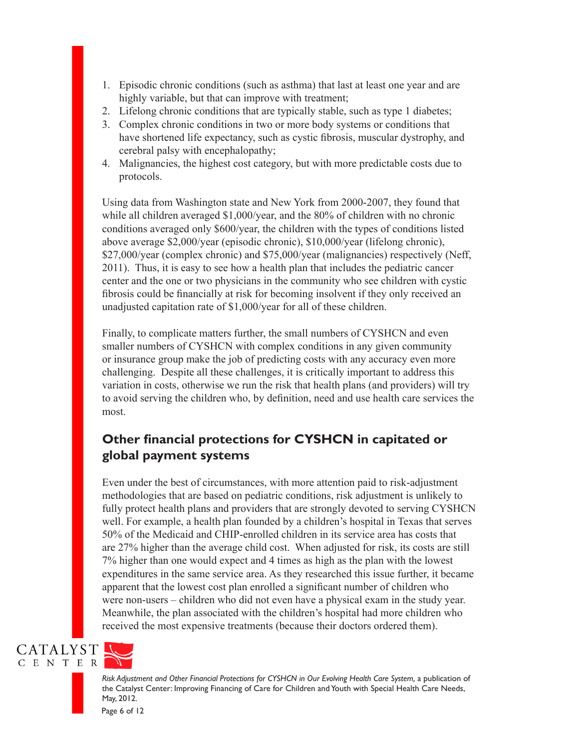1. Episodic chronic conditions (such as asthma) that last at least one year and are highly variable, but that can improve with treatment;
2. Lifelong chronic conditions that are typically stable, such as type 1 diabetes;
3. Complex chronic conditions in two or more body systems or conditions that have shortened life expectancy, such as cystic fibrosis, muscular dystrophy, and cerebral palsy with encephalopathy;
4. Malignancies, the highest cost category, but with more predictable costs due to protocols.

Using data from Washington state and New York from 2000-2007, they found that while all children averaged $1,000/year, and the 80% of children with no chronic conditions averaged only $600/year, the children with the types of conditions listed above average $2,000/year (episodic chronic), $10,000/year (lifelong chronic), $27,000/year (complex chronic) and $75,000/year (malignancies) respectively (Neff, 2011). Thus, it is easy to see how a health plan that includes the pediatric cancer center and the one or two physicians in the community who see children with cystic fibrosis could be financially at risk for becoming insolvent if they only received an unadjusted capitation rate of $1,000/year for all of these children.

Finally, to complicate matters further, the small numbers of CYSHCN and even smaller numbers of CYSHCN with complex conditions in any given community or insurance group make the job of predicting costs with any accuracy even more challenging. Despite all these challenges, it is critically important to address this variation in costs, otherwise we run the risk that health plans (and providers) will try to avoid serving the children who, by definition, need and use health care services the most.

## Other financial protections for CYSHCN in capitated or global payment systems

Even under the best of circumstances, with more attention paid to risk-adjustment methodologies that are based on pediatric conditions, risk adjustment is unlikely to fully protect health plans and providers that are strongly devoted to serving CYSHCN well. For example, a health plan founded by a children's hospital in Texas that serves 50% of the Medicaid and CHIP-enrolled children in its service area has costs that are 27% higher than the average child cost. When adjusted for risk, its costs are still 7% higher than one would expect and 4 times as high as the plan with the lowest expenditures in the same service area. As they researched this issue further, it became apparent that the lowest cost plan enrolled a significant number of children who were non-users – children who did not even have a physical exam in the study year. Meanwhile, the plan associated with the children's hospital had more children who received the most expensive treatments (because their doctors ordered them).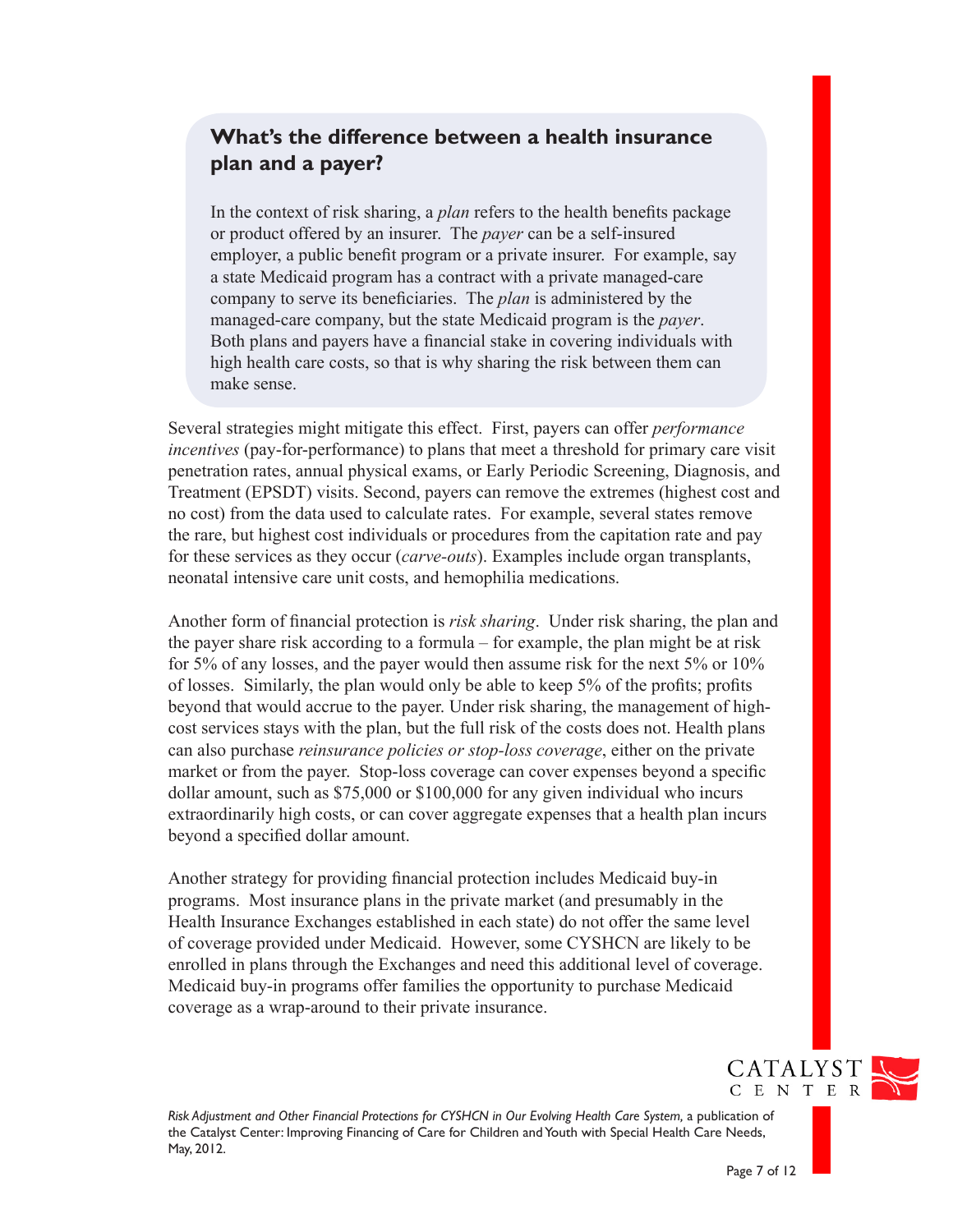### What's the difference between a health insurance plan and a payer?

In the context of risk sharing, a *plan* refers to the health benefits package or product offered by an insurer. The *payer* can be a self-insured employer, a public benefit program or a private insurer. For example, say a state Medicaid program has a contract with a private managed-care company to serve its beneficiaries. The *plan* is administered by the managed-care company, but the state Medicaid program is the *payer*. Both plans and payers have a financial stake in covering individuals with high health care costs, so that is why sharing the risk between them can make sense.

Several strategies might mitigate this effect. First, payers can offer *performance incentives* (pay-for-performance) to plans that meet a threshold for primary care visit penetration rates, annual physical exams, or Early Periodic Screening, Diagnosis, and Treatment (EPSDT) visits. Second, payers can remove the extremes (highest cost and no cost) from the data used to calculate rates. For example, several states remove the rare, but highest cost individuals or procedures from the capitation rate and pay for these services as they occur (*carve-outs*). Examples include organ transplants, neonatal intensive care unit costs, and hemophilia medications.

Another form of financial protection is *risk sharing*. Under risk sharing, the plan and the payer share risk according to a formula – for example, the plan might be at risk for 5% of any losses, and the payer would then assume risk for the next 5% or 10% of losses. Similarly, the plan would only be able to keep 5% of the profits; profits beyond that would accrue to the payer. Under risk sharing, the management of high-cost services stays with the plan, but the full risk of the costs does not. Health plans can also purchase *reinsurance policies or stop-loss coverage*, either on the private market or from the payer. Stop-loss coverage can cover expenses beyond a specific dollar amount, such as $75,000 or $100,000 for any given individual who incurs extraordinarily high costs, or can cover aggregate expenses that a health plan incurs beyond a specified dollar amount.

Another strategy for providing financial protection includes Medicaid buy-in programs. Most insurance plans in the private market (and presumably in the Health Insurance Exchanges established in each state) do not offer the same level of coverage provided under Medicaid. However, some CYSHCN are likely to be enrolled in plans through the Exchanges and need this additional level of coverage. Medicaid buy-in programs offer families the opportunity to purchase Medicaid coverage as a wrap-around to their private insurance.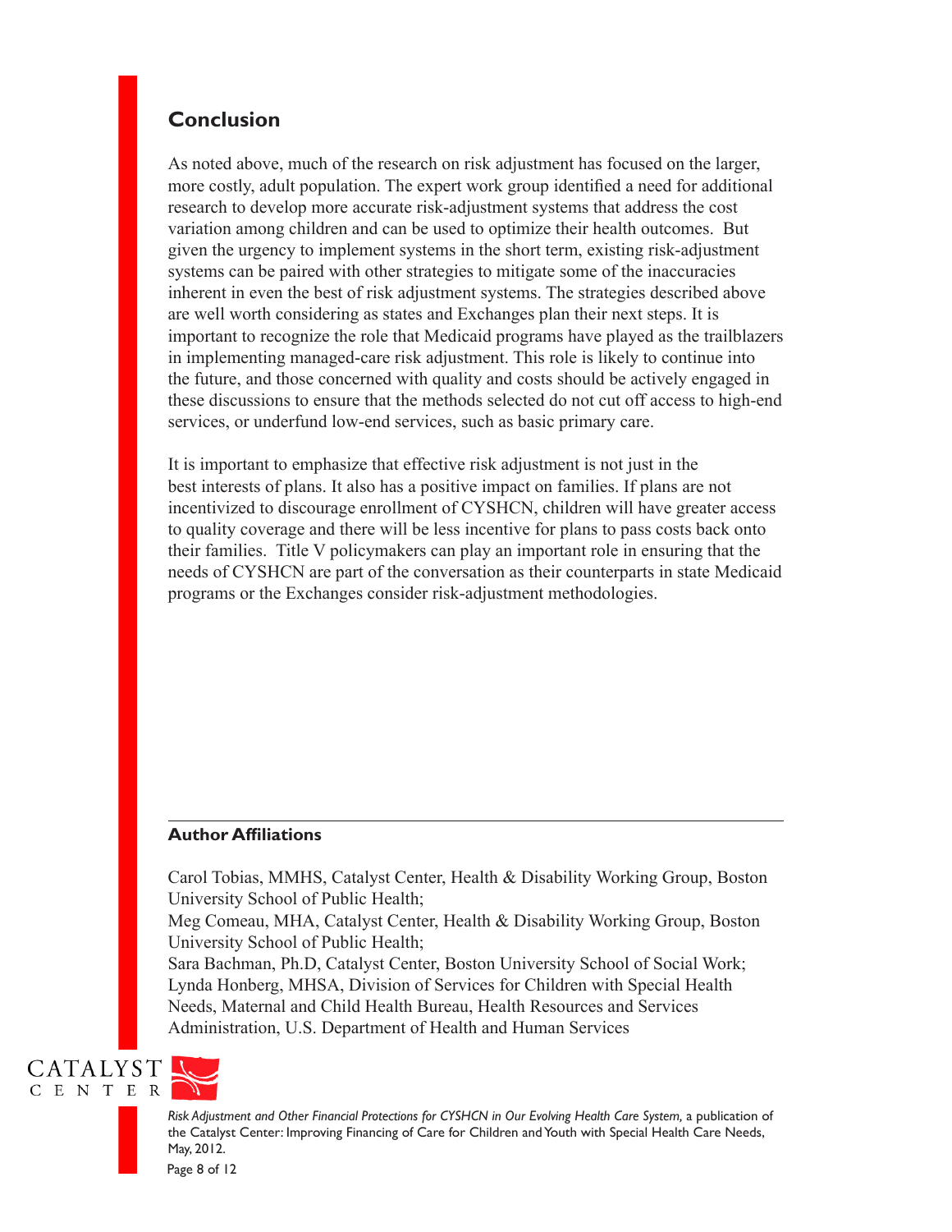## Conclusion

As noted above, much of the research on risk adjustment has focused on the larger, more costly, adult population. The expert work group identified a need for additional research to develop more accurate risk-adjustment systems that address the cost variation among children and can be used to optimize their health outcomes. But given the urgency to implement systems in the short term, existing risk-adjustment systems can be paired with other strategies to mitigate some of the inaccuracies inherent in even the best of risk adjustment systems. The strategies described above are well worth considering as states and Exchanges plan their next steps. It is important to recognize the role that Medicaid programs have played as the trailblazers in implementing managed-care risk adjustment. This role is likely to continue into the future, and those concerned with quality and costs should be actively engaged in these discussions to ensure that the methods selected do not cut off access to high-end services, or underfund low-end services, such as basic primary care.

It is important to emphasize that effective risk adjustment is not just in the best interests of plans. It also has a positive impact on families. If plans are not incentivized to discourage enrollment of CYSHCN, children will have greater access to quality coverage and there will be less incentive for plans to pass costs back onto their families. Title V policymakers can play an important role in ensuring that the needs of CYSHCN are part of the conversation as their counterparts in state Medicaid programs or the Exchanges consider risk-adjustment methodologies.

---

### Author Affiliations

Carol Tobias, MMHS, Catalyst Center, Health & Disability Working Group, Boston University School of Public Health;
Meg Comeau, MHA, Catalyst Center, Health & Disability Working Group, Boston University School of Public Health;
Sara Bachman, Ph.D, Catalyst Center, Boston University School of Social Work;
Lynda Honberg, MHSA, Division of Services for Children with Special Health Needs, Maternal and Child Health Bureau, Health Resources and Services Administration, U.S. Department of Health and Human Services

*Risk Adjustment and Other Financial Protections for CYSHCN in Our Evolving Health Care System,* a publication of the Catalyst Center: Improving Financing of Care for Children and Youth with Special Health Care Needs, May, 2012.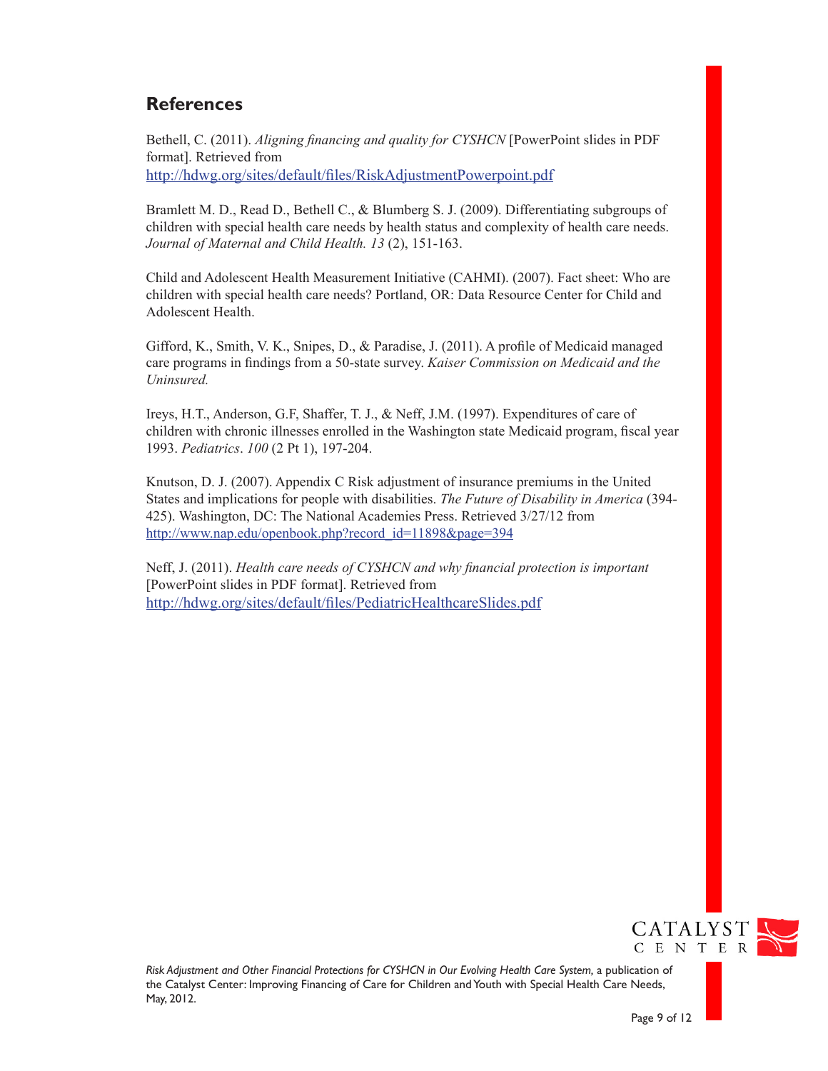## References

Bethell, C. (2011). *Aligning financing and quality for CYSHCN* [PowerPoint slides in PDF format]. Retrieved from http://hdwg.org/sites/default/files/RiskAdjustmentPowerpoint.pdf

Bramlett M. D., Read D., Bethell C., & Blumberg S. J. (2009). Differentiating subgroups of children with special health care needs by health status and complexity of health care needs. *Journal of Maternal and Child Health. 13* (2), 151-163.

Child and Adolescent Health Measurement Initiative (CAHMI). (2007). Fact sheet: Who are children with special health care needs? Portland, OR: Data Resource Center for Child and Adolescent Health.

Gifford, K., Smith, V. K., Snipes, D., & Paradise, J. (2011). A profile of Medicaid managed care programs in findings from a 50-state survey. *Kaiser Commission on Medicaid and the Uninsured.*

Ireys, H.T., Anderson, G.F, Shaffer, T. J., & Neff, J.M. (1997). Expenditures of care of children with chronic illnesses enrolled in the Washington state Medicaid program, fiscal year 1993. *Pediatrics*. *100* (2 Pt 1), 197-204.

Knutson, D. J. (2007). Appendix C Risk adjustment of insurance premiums in the United States and implications for people with disabilities. *The Future of Disability in America* (394-425). Washington, DC: The National Academies Press. Retrieved 3/27/12 from http://www.nap.edu/openbook.php?record_id=11898&page=394

Neff, J. (2011). *Health care needs of CYSHCN and why financial protection is important* [PowerPoint slides in PDF format]. Retrieved from http://hdwg.org/sites/default/files/PediatricHealthcareSlides.pdf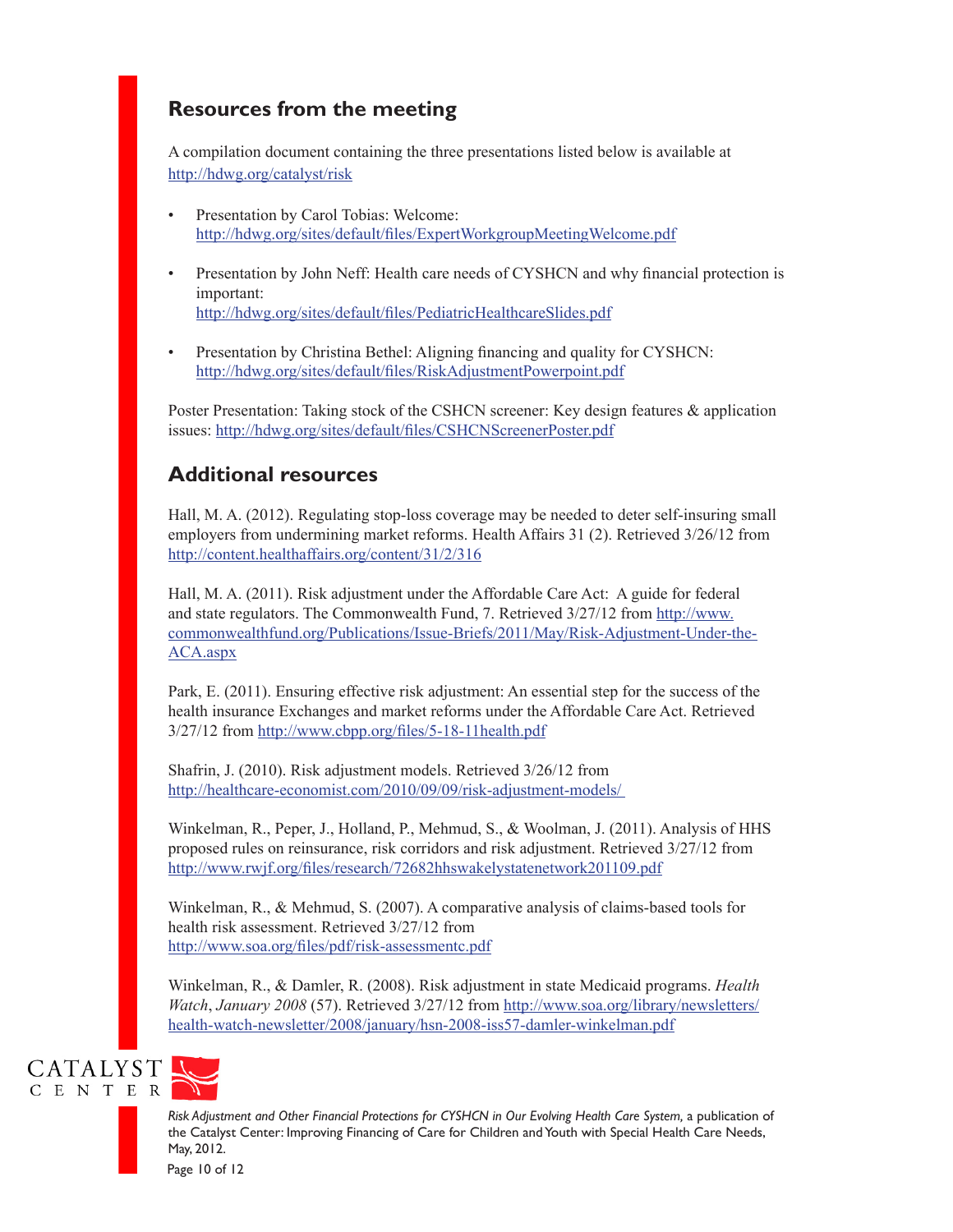## Resources from the meeting

A compilation document containing the three presentations listed below is available at http://hdwg.org/catalyst/risk

- Presentation by Carol Tobias: Welcome: http://hdwg.org/sites/default/files/ExpertWorkgroupMeetingWelcome.pdf
- Presentation by John Neff: Health care needs of CYSHCN and why financial protection is important: http://hdwg.org/sites/default/files/PediatricHealthcareSlides.pdf
- Presentation by Christina Bethel: Aligning financing and quality for CYSHCN: http://hdwg.org/sites/default/files/RiskAdjustmentPowerpoint.pdf

Poster Presentation: Taking stock of the CSHCN screener: Key design features & application issues: http://hdwg.org/sites/default/files/CSHCNScreenerPoster.pdf

## Additional resources

Hall, M. A. (2012). Regulating stop-loss coverage may be needed to deter self-insuring small employers from undermining market reforms. Health Affairs 31 (2). Retrieved 3/26/12 from http://content.healthaffairs.org/content/31/2/316

Hall, M. A. (2011). Risk adjustment under the Affordable Care Act: A guide for federal and state regulators. The Commonwealth Fund, 7. Retrieved 3/27/12 from http://www.commonwealthfund.org/Publications/Issue-Briefs/2011/May/Risk-Adjustment-Under-the-ACA.aspx

Park, E. (2011). Ensuring effective risk adjustment: An essential step for the success of the health insurance Exchanges and market reforms under the Affordable Care Act. Retrieved 3/27/12 from http://www.cbpp.org/files/5-18-11health.pdf

Shafrin, J. (2010). Risk adjustment models. Retrieved 3/26/12 from http://healthcare-economist.com/2010/09/09/risk-adjustment-models/

Winkelman, R., Peper, J., Holland, P., Mehmud, S., & Woolman, J. (2011). Analysis of HHS proposed rules on reinsurance, risk corridors and risk adjustment. Retrieved 3/27/12 from http://www.rwjf.org/files/research/72682hhswakelystatenetwork201109.pdf

Winkelman, R., & Mehmud, S. (2007). A comparative analysis of claims-based tools for health risk assessment. Retrieved 3/27/12 from http://www.soa.org/files/pdf/risk-assessmentc.pdf

Winkelman, R., & Damler, R. (2008). Risk adjustment in state Medicaid programs. *Health Watch*, *January 2008* (57). Retrieved 3/27/12 from http://www.soa.org/library/newsletters/health-watch-newsletter/2008/january/hsn-2008-iss57-damler-winkelman.pdf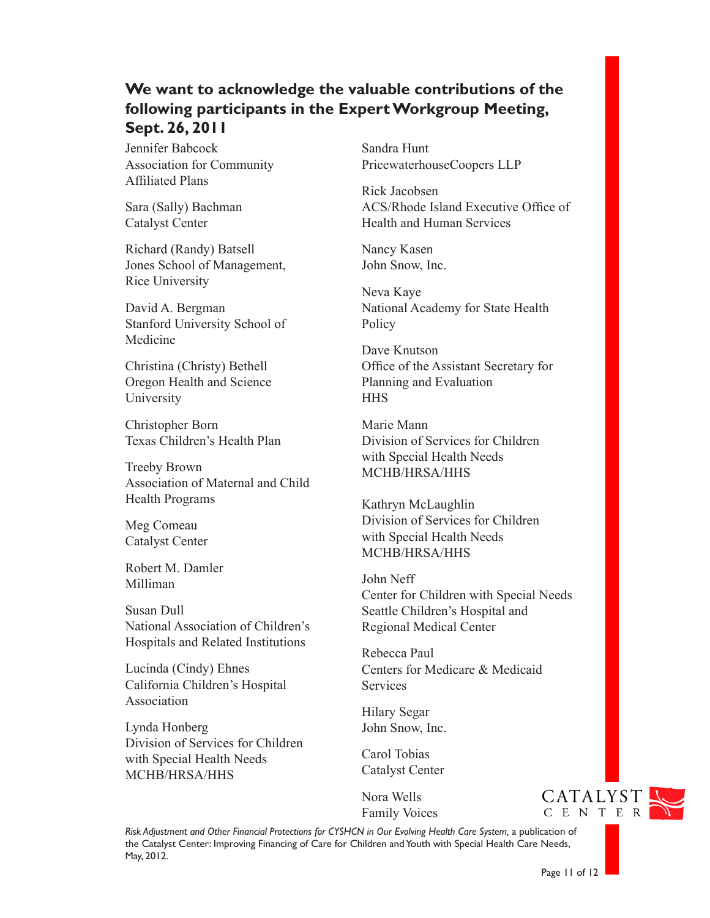## We want to acknowledge the valuable contributions of the following participants in the Expert Workgroup Meeting, Sept. 26, 2011

Jennifer Babcock
Association for Community Affiliated Plans

Sara (Sally) Bachman
Catalyst Center

Richard (Randy) Batsell
Jones School of Management, Rice University

David A. Bergman
Stanford University School of Medicine

Christina (Christy) Bethell
Oregon Health and Science University

Christopher Born
Texas Children's Health Plan

Treeby Brown
Association of Maternal and Child Health Programs

Meg Comeau
Catalyst Center

Robert M. Damler
Milliman

Susan Dull
National Association of Children's Hospitals and Related Institutions

Lucinda (Cindy) Ehnes
California Children's Hospital Association

Lynda Honberg
Division of Services for Children with Special Health Needs
MCHB/HRSA/HHS

Sandra Hunt
PricewaterhouseCoopers LLP

Rick Jacobsen
ACS/Rhode Island Executive Office of Health and Human Services

Nancy Kasen
John Snow, Inc.

Neva Kaye
National Academy for State Health Policy

Dave Knutson
Office of the Assistant Secretary for Planning and Evaluation
HHS

Marie Mann
Division of Services for Children with Special Health Needs
MCHB/HRSA/HHS

Kathryn McLaughlin
Division of Services for Children with Special Health Needs
MCHB/HRSA/HHS

John Neff
Center for Children with Special Needs
Seattle Children's Hospital and Regional Medical Center

Rebecca Paul
Centers for Medicare & Medicaid Services

Hilary Segar
John Snow, Inc.

Carol Tobias
Catalyst Center

Nora Wells
Family Voices

*Risk Adjustment and Other Financial Protections for CYSHCN in Our Evolving Health Care System,* a publication of the Catalyst Center: Improving Financing of Care for Children and Youth with Special Health Care Needs, May, 2012.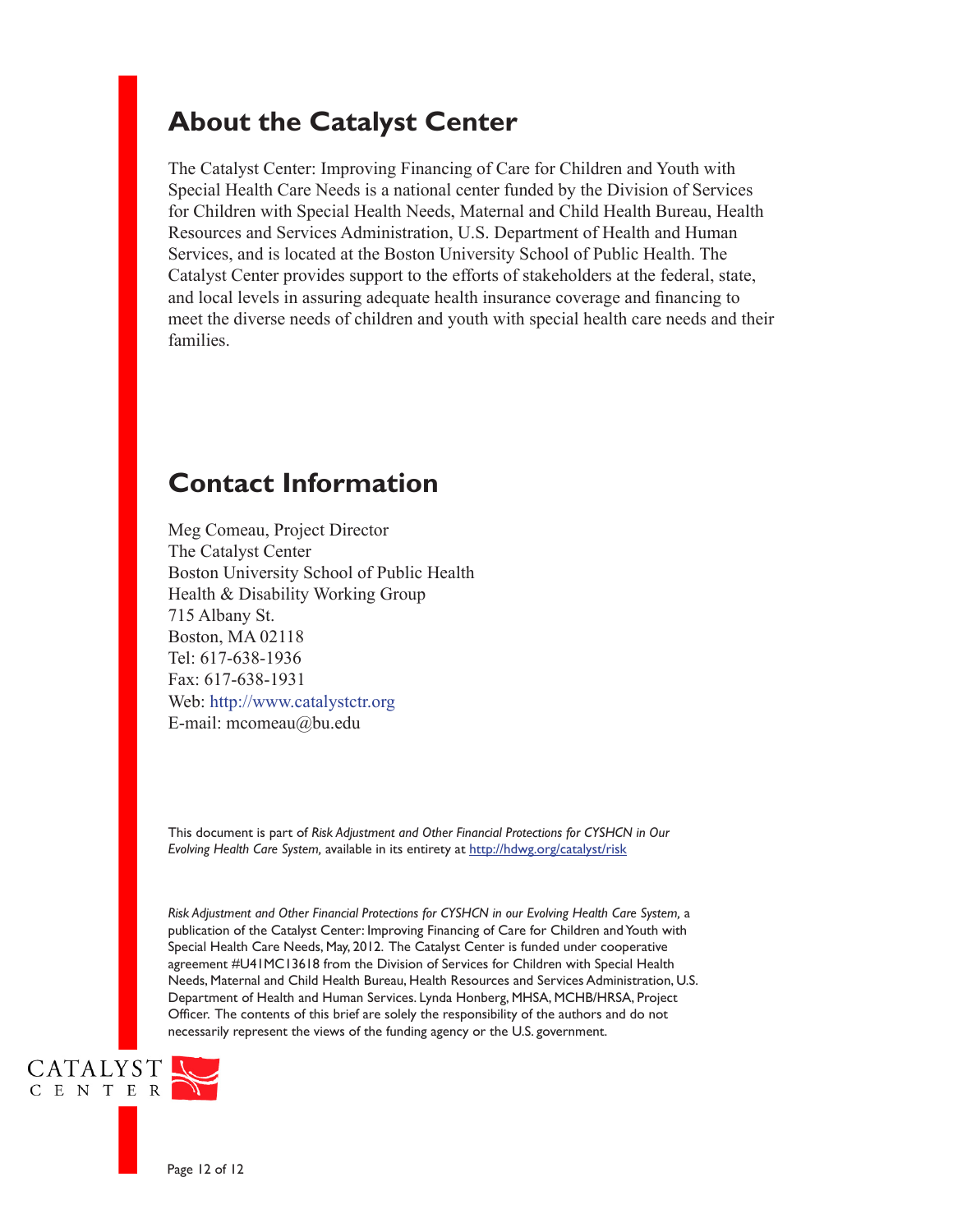## About the Catalyst Center

The Catalyst Center: Improving Financing of Care for Children and Youth with Special Health Care Needs is a national center funded by the Division of Services for Children with Special Health Needs, Maternal and Child Health Bureau, Health Resources and Services Administration, U.S. Department of Health and Human Services, and is located at the Boston University School of Public Health. The Catalyst Center provides support to the efforts of stakeholders at the federal, state, and local levels in assuring adequate health insurance coverage and financing to meet the diverse needs of children and youth with special health care needs and their families.

## Contact Information

Meg Comeau, Project Director
The Catalyst Center
Boston University School of Public Health
Health & Disability Working Group
715 Albany St.
Boston, MA 02118
Tel: 617-638-1936
Fax: 617-638-1931
Web: http://www.catalystctr.org
E-mail: mcomeau@bu.edu

This document is part of *Risk Adjustment and Other Financial Protections for CYSHCN in Our Evolving Health Care System,* available in its entirety at http://hdwg.org/catalyst/risk

*Risk Adjustment and Other Financial Protections for CYSHCN in our Evolving Health Care System,* a publication of the Catalyst Center: Improving Financing of Care for Children and Youth with Special Health Care Needs, May, 2012. The Catalyst Center is funded under cooperative agreement #U41MC13618 from the Division of Services for Children with Special Health Needs, Maternal and Child Health Bureau, Health Resources and Services Administration, U.S. Department of Health and Human Services. Lynda Honberg, MHSA, MCHB/HRSA, Project Officer. The contents of this brief are solely the responsibility of the authors and do not necessarily represent the views of the funding agency or the U.S. government.

CATALYST CENTER